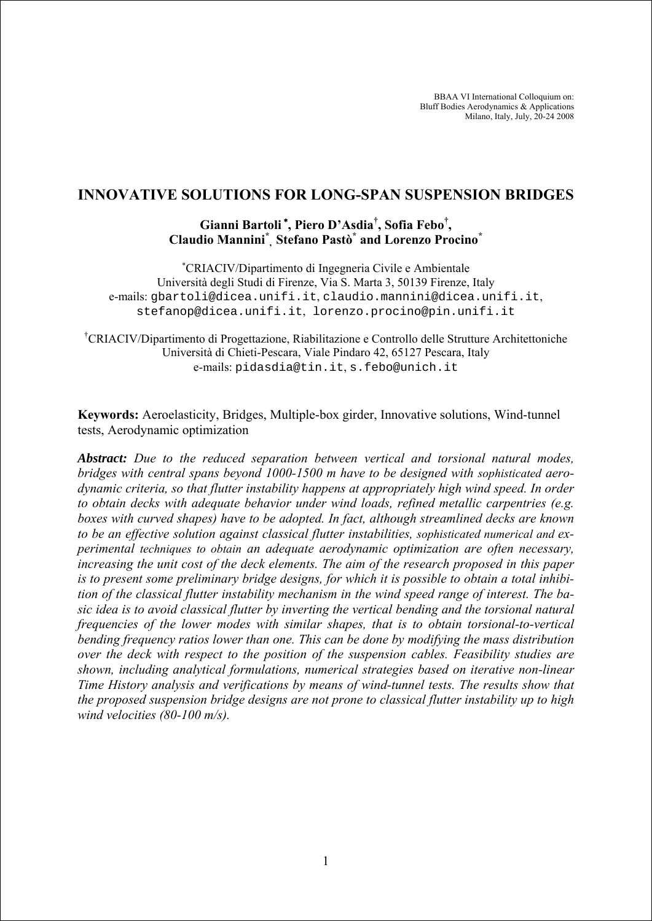BBAA VI International Colloquium on:
Bluff Bodies Aerodynamics & Applications
Milano, Italy, July, 20-24 2008

# INNOVATIVE SOLUTIONS FOR LONG-SPAN SUSPENSION BRIDGES

**Gianni Bartoli [*], Piero D'Asdia[†], Sofia Febo[†], Claudio Mannini[*], Stefano Pastò[*] and Lorenzo Procino[*]**

[*]CRIACIV/Dipartimento di Ingegneria Civile e Ambientale
Università degli Studi di Firenze, Via S. Marta 3, 50139 Firenze, Italy
e-mails: gbartoli@dicea.unifi.it, claudio.mannini@dicea.unifi.it, stefanop@dicea.unifi.it, lorenzo.procino@pin.unifi.it

[†]CRIACIV/Dipartimento di Progettazione, Riabilitazione e Controllo delle Strutture Architettoniche
Università di Chieti-Pescara, Viale Pindaro 42, 65127 Pescara, Italy
e-mails: pidasdia@tin.it, s.febo@unich.it

**Keywords:** Aeroelasticity, Bridges, Multiple-box girder, Innovative solutions, Wind-tunnel tests, Aerodynamic optimization

***Abstract:*** *Due to the reduced separation between vertical and torsional natural modes, bridges with central spans beyond 1000-1500 m have to be designed with sophisticated aerodynamic criteria, so that flutter instability happens at appropriately high wind speed. In order to obtain decks with adequate behavior under wind loads, refined metallic carpentries (e.g. boxes with curved shapes) have to be adopted. In fact, although streamlined decks are known to be an effective solution against classical flutter instabilities, sophisticated numerical and experimental techniques to obtain an adequate aerodynamic optimization are often necessary, increasing the unit cost of the deck elements. The aim of the research proposed in this paper is to present some preliminary bridge designs, for which it is possible to obtain a total inhibition of the classical flutter instability mechanism in the wind speed range of interest. The basic idea is to avoid classical flutter by inverting the vertical bending and the torsional natural frequencies of the lower modes with similar shapes, that is to obtain torsional-to-vertical bending frequency ratios lower than one. This can be done by modifying the mass distribution over the deck with respect to the position of the suspension cables. Feasibility studies are shown, including analytical formulations, numerical strategies based on iterative non-linear Time History analysis and verifications by means of wind-tunnel tests. The results show that the proposed suspension bridge designs are not prone to classical flutter instability up to high wind velocities (80-100 m/s).*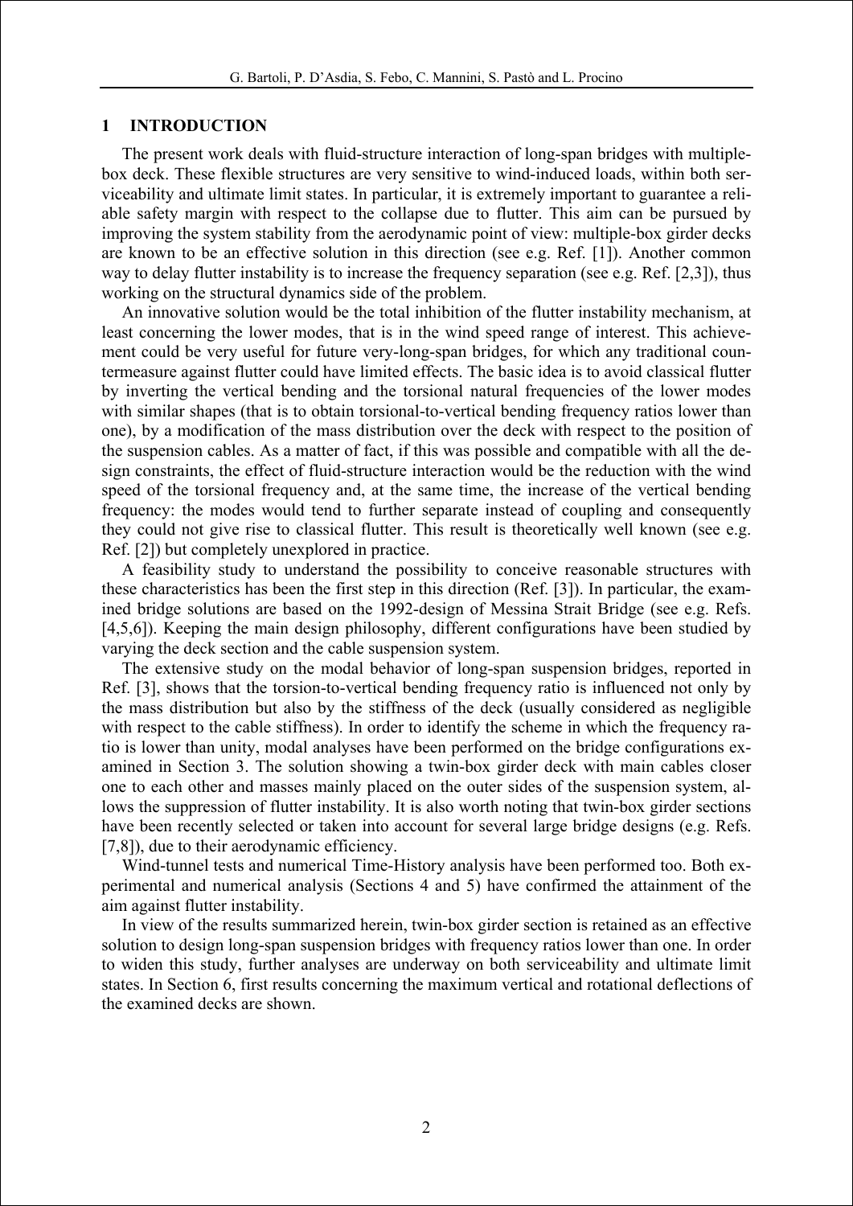## 1 INTRODUCTION

The present work deals with fluid-structure interaction of long-span bridges with multiple-box deck. These flexible structures are very sensitive to wind-induced loads, within both serviceability and ultimate limit states. In particular, it is extremely important to guarantee a reliable safety margin with respect to the collapse due to flutter. This aim can be pursued by improving the system stability from the aerodynamic point of view: multiple-box girder decks are known to be an effective solution in this direction (see e.g. Ref. [1]). Another common way to delay flutter instability is to increase the frequency separation (see e.g. Ref. [2,3]), thus working on the structural dynamics side of the problem.

An innovative solution would be the total inhibition of the flutter instability mechanism, at least concerning the lower modes, that is in the wind speed range of interest. This achievement could be very useful for future very-long-span bridges, for which any traditional countermeasure against flutter could have limited effects. The basic idea is to avoid classical flutter by inverting the vertical bending and the torsional natural frequencies of the lower modes with similar shapes (that is to obtain torsional-to-vertical bending frequency ratios lower than one), by a modification of the mass distribution over the deck with respect to the position of the suspension cables. As a matter of fact, if this was possible and compatible with all the design constraints, the effect of fluid-structure interaction would be the reduction with the wind speed of the torsional frequency and, at the same time, the increase of the vertical bending frequency: the modes would tend to further separate instead of coupling and consequently they could not give rise to classical flutter. This result is theoretically well known (see e.g. Ref. [2]) but completely unexplored in practice.

A feasibility study to understand the possibility to conceive reasonable structures with these characteristics has been the first step in this direction (Ref. [3]). In particular, the examined bridge solutions are based on the 1992-design of Messina Strait Bridge (see e.g. Refs. [4,5,6]). Keeping the main design philosophy, different configurations have been studied by varying the deck section and the cable suspension system.

The extensive study on the modal behavior of long-span suspension bridges, reported in Ref. [3], shows that the torsion-to-vertical bending frequency ratio is influenced not only by the mass distribution but also by the stiffness of the deck (usually considered as negligible with respect to the cable stiffness). In order to identify the scheme in which the frequency ratio is lower than unity, modal analyses have been performed on the bridge configurations examined in Section 3. The solution showing a twin-box girder deck with main cables closer one to each other and masses mainly placed on the outer sides of the suspension system, allows the suppression of flutter instability. It is also worth noting that twin-box girder sections have been recently selected or taken into account for several large bridge designs (e.g. Refs. [7,8]), due to their aerodynamic efficiency.

Wind-tunnel tests and numerical Time-History analysis have been performed too. Both experimental and numerical analysis (Sections 4 and 5) have confirmed the attainment of the aim against flutter instability.

In view of the results summarized herein, twin-box girder section is retained as an effective solution to design long-span suspension bridges with frequency ratios lower than one. In order to widen this study, further analyses are underway on both serviceability and ultimate limit states. In Section 6, first results concerning the maximum vertical and rotational deflections of the examined decks are shown.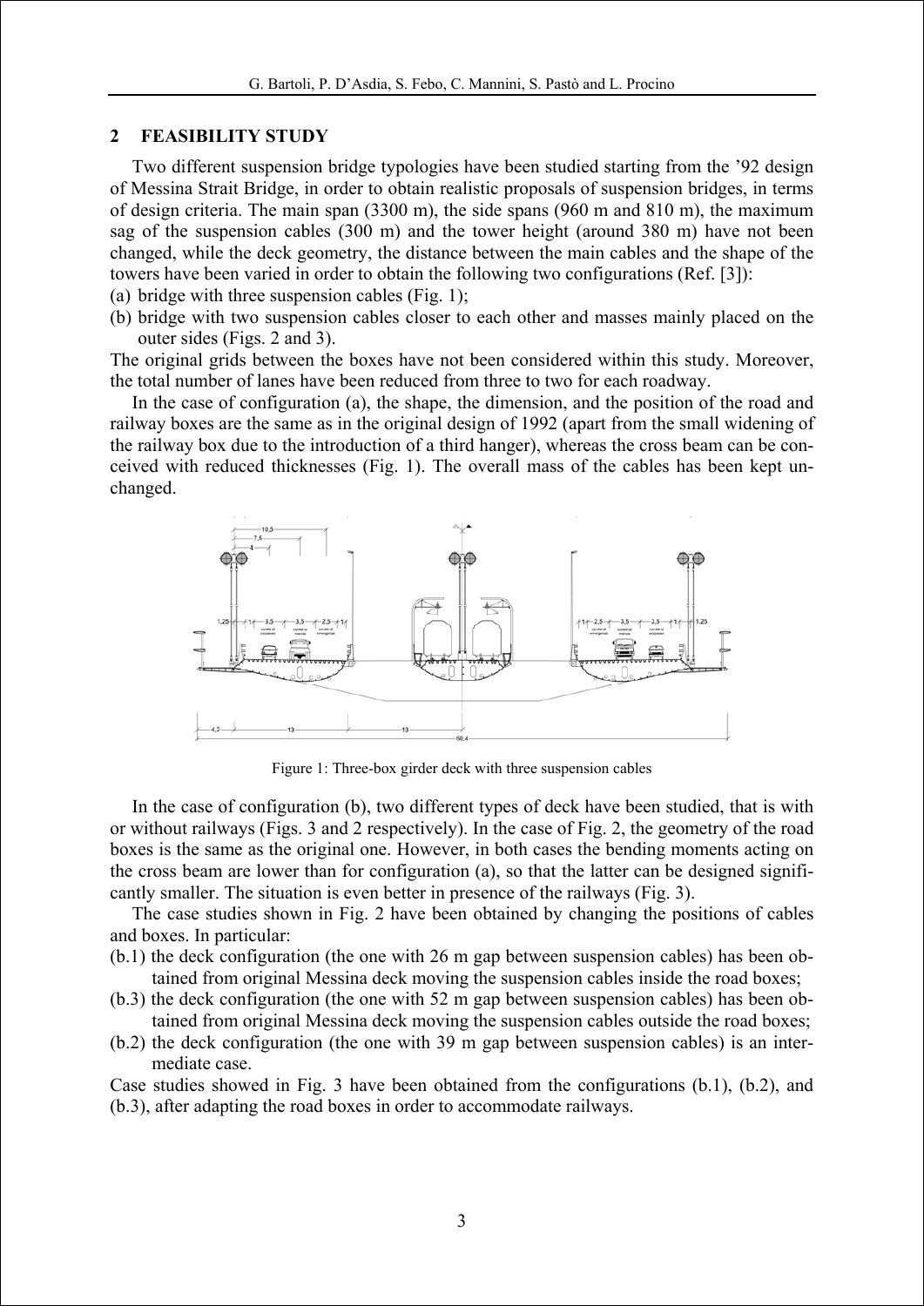## 2 FEASIBILITY STUDY

Two different suspension bridge typologies have been studied starting from the '92 design of Messina Strait Bridge, in order to obtain realistic proposals of suspension bridges, in terms of design criteria. The main span (3300 m), the side spans (960 m and 810 m), the maximum sag of the suspension cables (300 m) and the tower height (around 380 m) have not been changed, while the deck geometry, the distance between the main cables and the shape of the towers have been varied in order to obtain the following two configurations (Ref. [3]):

(a) bridge with three suspension cables (Fig. 1);

(b) bridge with two suspension cables closer to each other and masses mainly placed on the outer sides (Figs. 2 and 3).

The original grids between the boxes have not been considered within this study. Moreover, the total number of lanes have been reduced from three to two for each roadway.

In the case of configuration (a), the shape, the dimension, and the position of the road and railway boxes are the same as in the original design of 1992 (apart from the small widening of the railway box due to the introduction of a third hanger), whereas the cross beam can be conceived with reduced thicknesses (Fig. 1). The overall mass of the cables has been kept unchanged.

Figure 1: Three-box girder deck with three suspension cables

In the case of configuration (b), two different types of deck have been studied, that is with or without railways (Figs. 3 and 2 respectively). In the case of Fig. 2, the geometry of the road boxes is the same as the original one. However, in both cases the bending moments acting on the cross beam are lower than for configuration (a), so that the latter can be designed significantly smaller. The situation is even better in presence of the railways (Fig. 3).

The case studies shown in Fig. 2 have been obtained by changing the positions of cables and boxes. In particular:

(b.1) the deck configuration (the one with 26 m gap between suspension cables) has been obtained from original Messina deck moving the suspension cables inside the road boxes;

(b.3) the deck configuration (the one with 52 m gap between suspension cables) has been obtained from original Messina deck moving the suspension cables outside the road boxes;

(b.2) the deck configuration (the one with 39 m gap between suspension cables) is an intermediate case.

Case studies showed in Fig. 3 have been obtained from the configurations (b.1), (b.2), and (b.3), after adapting the road boxes in order to accommodate railways.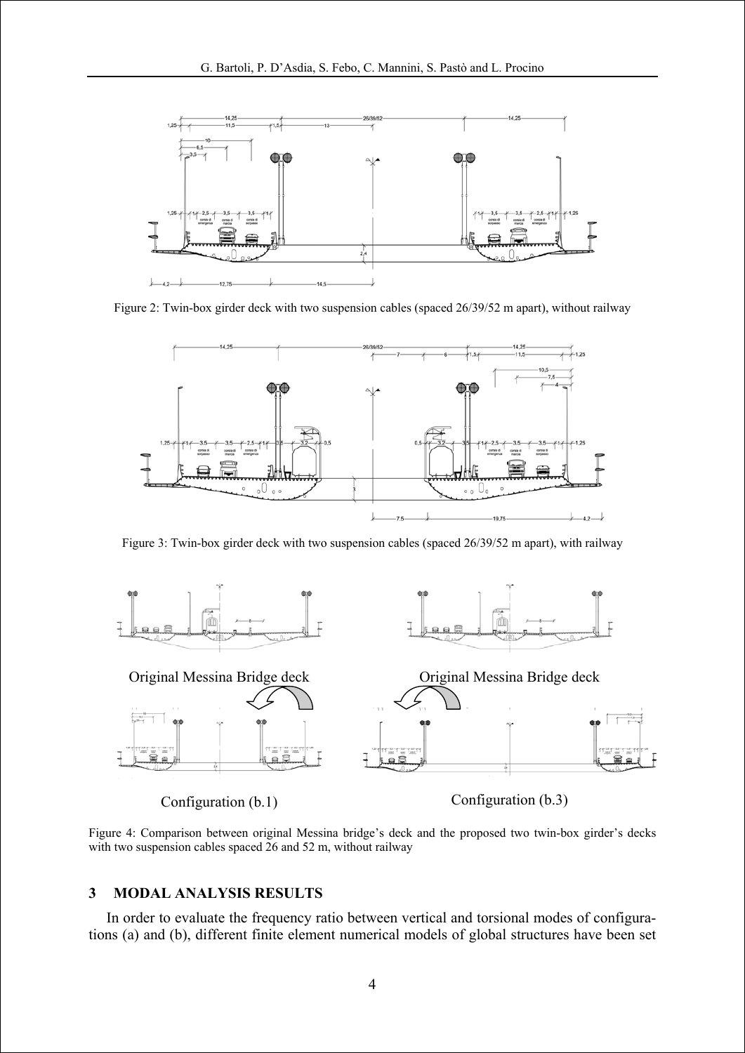Figure 2: Twin-box girder deck with two suspension cables (spaced 26/39/52 m apart), without railway

Figure 3: Twin-box girder deck with two suspension cables (spaced 26/39/52 m apart), with railway

Figure 4: Comparison between original Messina bridge's deck and the proposed two twin-box girder's decks with two suspension cables spaced 26 and 52 m, without railway

## 3 MODAL ANALYSIS RESULTS

In order to evaluate the frequency ratio between vertical and torsional modes of configurations (a) and (b), different finite element numerical models of global structures have been set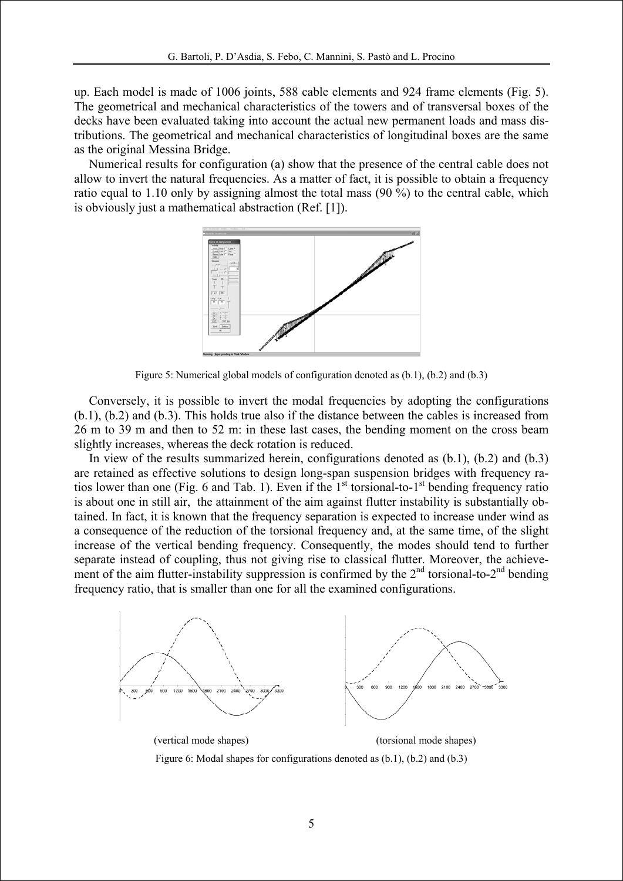up. Each model is made of 1006 joints, 588 cable elements and 924 frame elements (Fig. 5). The geometrical and mechanical characteristics of the towers and of transversal boxes of the decks have been evaluated taking into account the actual new permanent loads and mass distributions. The geometrical and mechanical characteristics of longitudinal boxes are the same as the original Messina Bridge.

Numerical results for configuration (a) show that the presence of the central cable does not allow to invert the natural frequencies. As a matter of fact, it is possible to obtain a frequency ratio equal to 1.10 only by assigning almost the total mass (90 %) to the central cable, which is obviously just a mathematical abstraction (Ref. [1]).

Figure 5: Numerical global models of configuration denoted as (b.1), (b.2) and (b.3)

Conversely, it is possible to invert the modal frequencies by adopting the configurations (b.1), (b.2) and (b.3). This holds true also if the distance between the cables is increased from 26 m to 39 m and then to 52 m: in these last cases, the bending moment on the cross beam slightly increases, whereas the deck rotation is reduced.

In view of the results summarized herein, configurations denoted as (b.1), (b.2) and (b.3) are retained as effective solutions to design long-span suspension bridges with frequency ratios lower than one (Fig. 6 and Tab. 1). Even if the 1[st] torsional-to-1[st] bending frequency ratio is about one in still air, the attainment of the aim against flutter instability is substantially obtained. In fact, it is known that the frequency separation is expected to increase under wind as a consequence of the reduction of the torsional frequency and, at the same time, of the slight increase of the vertical bending frequency. Consequently, the modes should tend to further separate instead of coupling, thus not giving rise to classical flutter. Moreover, the achievement of the aim flutter-instability suppression is confirmed by the 2[nd] torsional-to-2[nd] bending frequency ratio, that is smaller than one for all the examined configurations.

(vertical mode shapes) (torsional mode shapes)

Figure 6: Modal shapes for configurations denoted as (b.1), (b.2) and (b.3)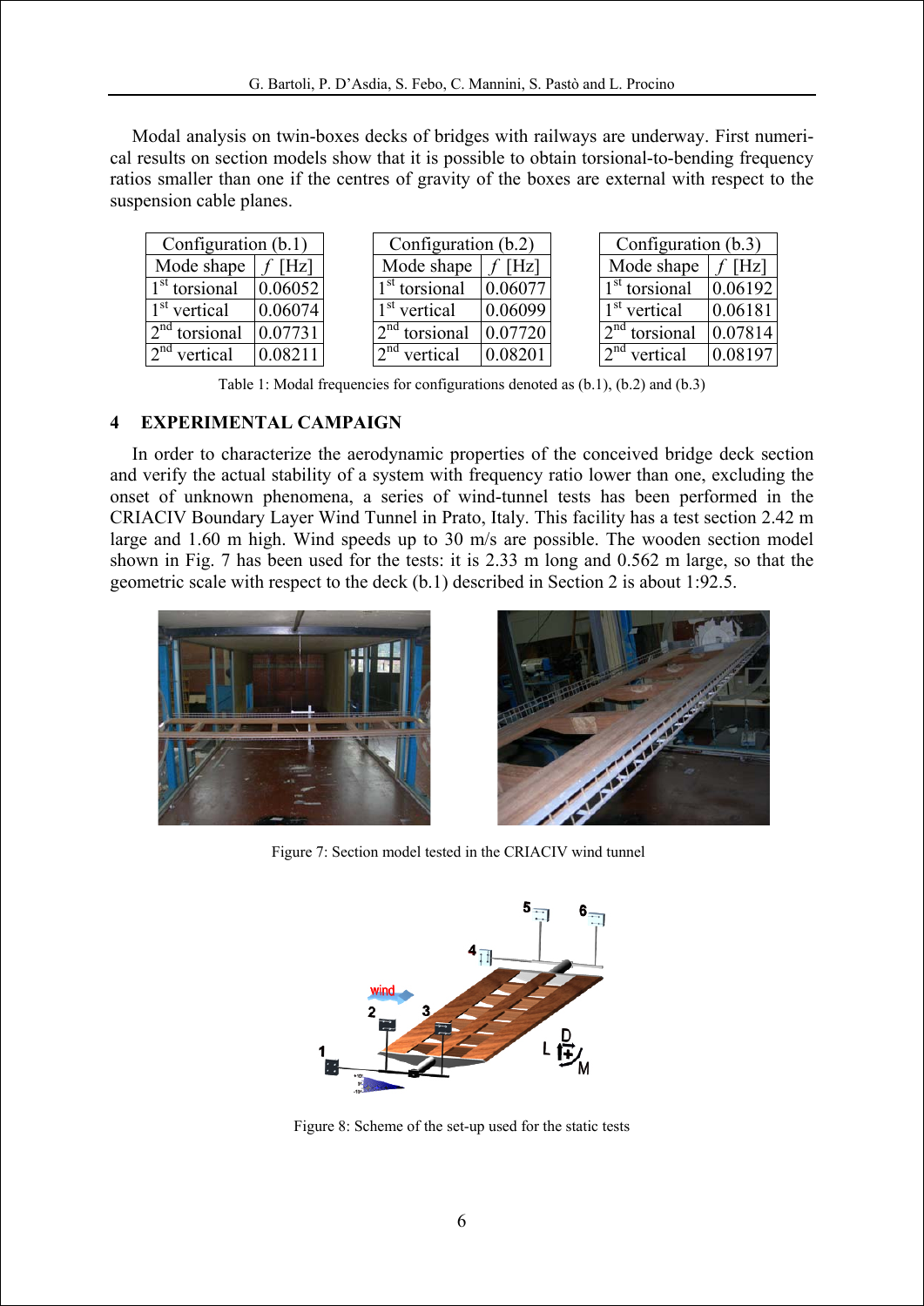Modal analysis on twin-boxes decks of bridges with railways are underway. First numerical results on section models show that it is possible to obtain torsional-to-bending frequency ratios smaller than one if the centres of gravity of the boxes are external with respect to the suspension cable planes.

| Configuration (b.1) | |
|---|---|
| Mode shape | $f$ [Hz] |
| 1st torsional | 0.06052 |
| 1st vertical | 0.06074 |
| 2nd torsional | 0.07731 |
| 2nd vertical | 0.08211 |

| Configuration (b.2) | |
|---|---|
| Mode shape | $f$ [Hz] |
| 1st torsional | 0.06077 |
| 1st vertical | 0.06099 |
| 2nd torsional | 0.07720 |
| 2nd vertical | 0.08201 |

| Configuration (b.3) | |
|---|---|
| Mode shape | $f$ [Hz] |
| 1st torsional | 0.06192 |
| 1st vertical | 0.06181 |
| 2nd torsional | 0.07814 |
| 2nd vertical | 0.08197 |

Table 1: Modal frequencies for configurations denoted as (b.1), (b.2) and (b.3)

## 4 EXPERIMENTAL CAMPAIGN

In order to characterize the aerodynamic properties of the conceived bridge deck section and verify the actual stability of a system with frequency ratio lower than one, excluding the onset of unknown phenomena, a series of wind-tunnel tests has been performed in the CRIACIV Boundary Layer Wind Tunnel in Prato, Italy. This facility has a test section 2.42 m large and 1.60 m high. Wind speeds up to 30 m/s are possible. The wooden section model shown in Fig. 7 has been used for the tests: it is 2.33 m long and 0.562 m large, so that the geometric scale with respect to the deck (b.1) described in Section 2 is about 1:92.5.

Figure 7: Section model tested in the CRIACIV wind tunnel

Figure 8: Scheme of the set-up used for the static tests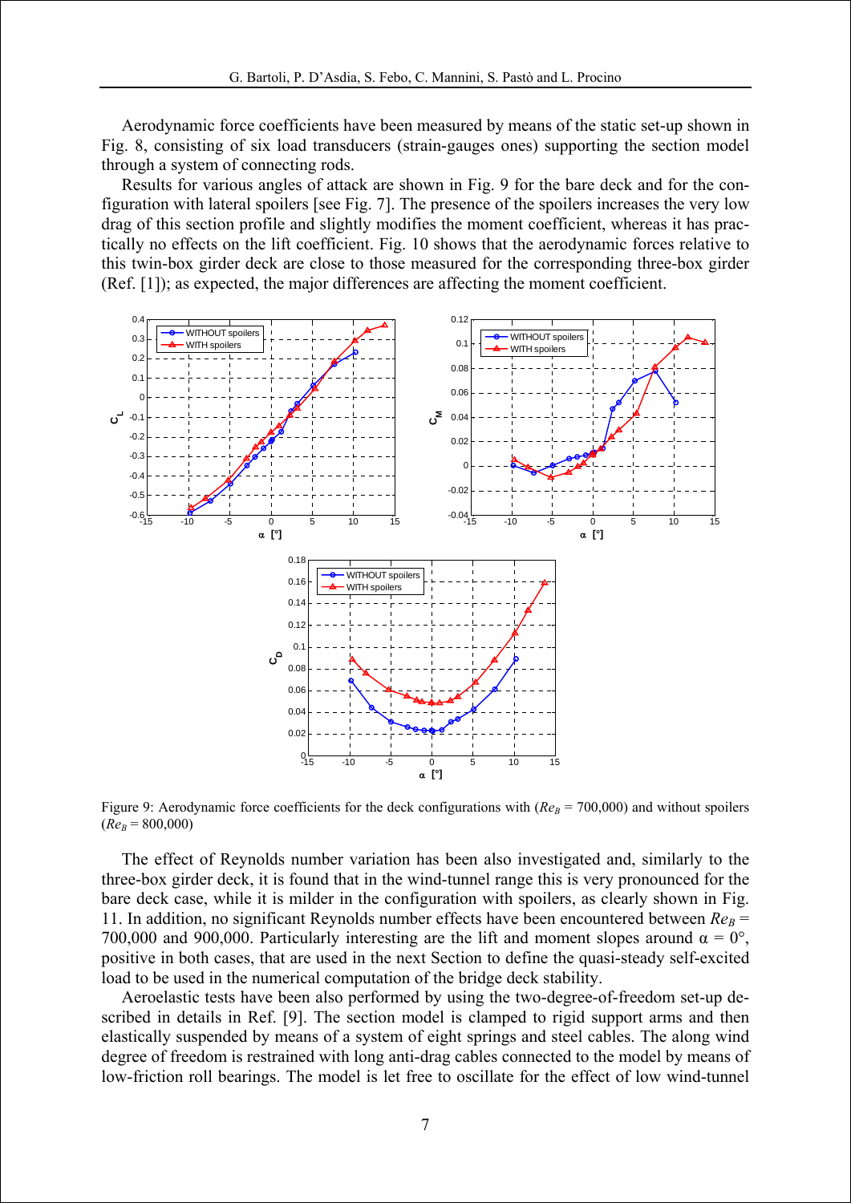Aerodynamic force coefficients have been measured by means of the static set-up shown in Fig. 8, consisting of six load transducers (strain-gauges ones) supporting the section model through a system of connecting rods.

Results for various angles of attack are shown in Fig. 9 for the bare deck and for the configuration with lateral spoilers [see Fig. 7]. The presence of the spoilers increases the very low drag of this section profile and slightly modifies the moment coefficient, whereas it has practically no effects on the lift coefficient. Fig. 10 shows that the aerodynamic forces relative to this twin-box girder deck are close to those measured for the corresponding three-box girder (Ref. [1]); as expected, the major differences are affecting the moment coefficient.

Figure 9: Aerodynamic force coefficients for the deck configurations with ($Re_B$ = 700,000) and without spoilers ($Re_B$ = 800,000)

The effect of Reynolds number variation has been also investigated and, similarly to the three-box girder deck, it is found that in the wind-tunnel range this is very pronounced for the bare deck case, while it is milder in the configuration with spoilers, as clearly shown in Fig. 11. In addition, no significant Reynolds number effects have been encountered between $Re_B$ = 700,000 and 900,000. Particularly interesting are the lift and moment slopes around $\alpha = 0°$, positive in both cases, that are used in the next Section to define the quasi-steady self-excited load to be used in the numerical computation of the bridge deck stability.

Aeroelastic tests have been also performed by using the two-degree-of-freedom set-up described in details in Ref. [9]. The section model is clamped to rigid support arms and then elastically suspended by means of a system of eight springs and steel cables. The along wind degree of freedom is restrained with long anti-drag cables connected to the model by means of low-friction roll bearings. The model is let free to oscillate for the effect of low wind-tunnel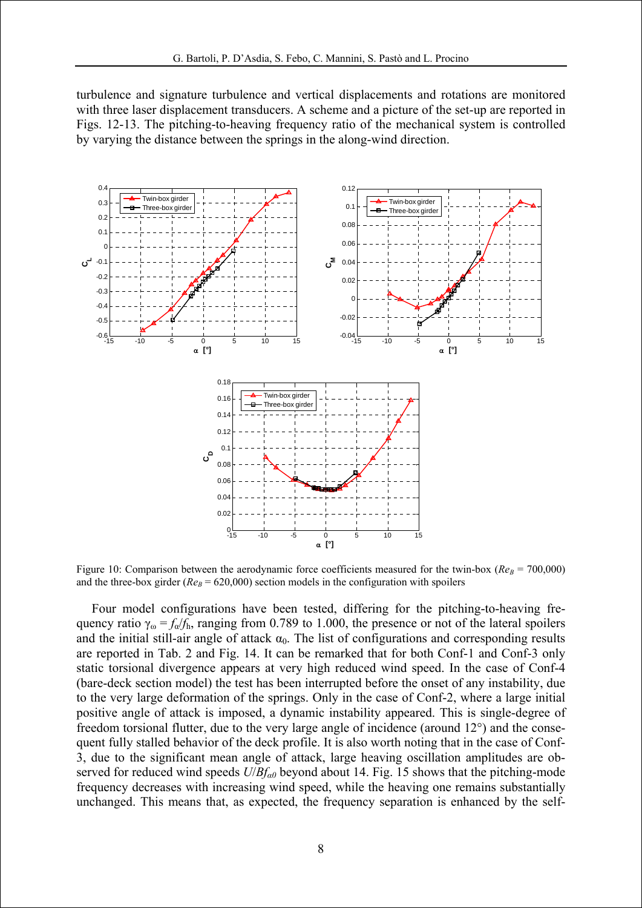turbulence and signature turbulence and vertical displacements and rotations are monitored with three laser displacement transducers. A scheme and a picture of the set-up are reported in Figs. 12-13. The pitching-to-heaving frequency ratio of the mechanical system is controlled by varying the distance between the springs in the along-wind direction.

Figure 10: Comparison between the aerodynamic force coefficients measured for the twin-box ($Re_B$ = 700,000) and the three-box girder ($Re_B$ = 620,000) section models in the configuration with spoilers

Four model configurations have been tested, differing for the pitching-to-heaving frequency ratio $\gamma_\omega = f_\alpha/f_h$, ranging from 0.789 to 1.000, the presence or not of the lateral spoilers and the initial still-air angle of attack $\alpha_0$. The list of configurations and corresponding results are reported in Tab. 2 and Fig. 14. It can be remarked that for both Conf-1 and Conf-3 only static torsional divergence appears at very high reduced wind speed. In the case of Conf-4 (bare-deck section model) the test has been interrupted before the onset of any instability, due to the very large deformation of the springs. Only in the case of Conf-2, where a large initial positive angle of attack is imposed, a dynamic instability appeared. This is single-degree of freedom torsional flutter, due to the very large angle of incidence (around 12°) and the consequent fully stalled behavior of the deck profile. It is also worth noting that in the case of Conf-3, due to the significant mean angle of attack, large heaving oscillation amplitudes are observed for reduced wind speeds $U/Bf_{\alpha 0}$ beyond about 14. Fig. 15 shows that the pitching-mode frequency decreases with increasing wind speed, while the heaving one remains substantially unchanged. This means that, as expected, the frequency separation is enhanced by the self-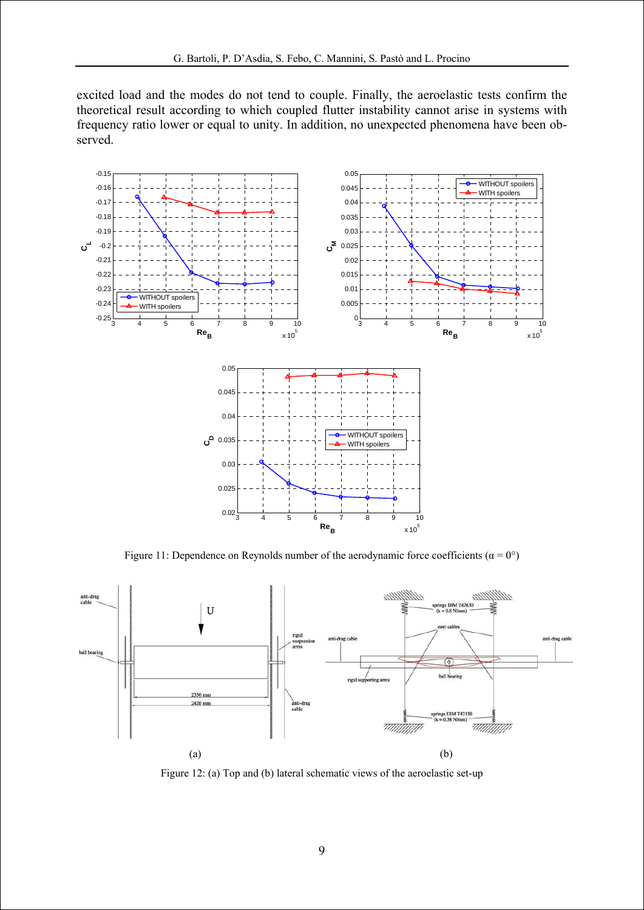excited load and the modes do not tend to couple. Finally, the aeroelastic tests confirm the theoretical result according to which coupled flutter instability cannot arise in systems with frequency ratio lower or equal to unity. In addition, no unexpected phenomena have been observed.

Figure 11: Dependence on Reynolds number of the aerodynamic force coefficients ($\alpha = 0°$)

Figure 12: (a) Top and (b) lateral schematic views of the aeroelastic set-up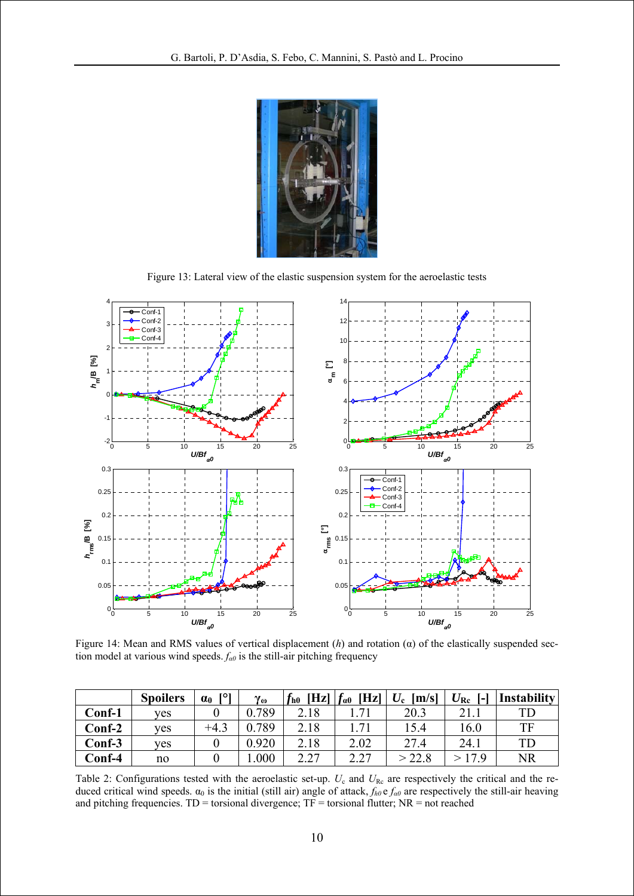Figure 13: Lateral view of the elastic suspension system for the aeroelastic tests

Figure 14: Mean and RMS values of vertical displacement ($h$) and rotation ($\alpha$) of the elastically suspended section model at various wind speeds. $f_{\alpha 0}$ is the still-air pitching frequency

| | Spoilers | $\alpha_0$ [°] | $\gamma_\omega$ | $f_{h0}$ [Hz] | $f_{\alpha 0}$ [Hz] | $U_c$ [m/s] | $U_{Rc}$ [-] | Instability |
|---|---|---|---|---|---|---|---|---|
| **Conf-1** | yes | 0 | 0.789 | 2.18 | 1.71 | 20.3 | 21.1 | TD |
| **Conf-2** | yes | +4.3 | 0.789 | 2.18 | 1.71 | 15.4 | 16.0 | TF |
| **Conf-3** | yes | 0 | 0.920 | 2.18 | 2.02 | 27.4 | 24.1 | TD |
| **Conf-4** | no | 0 | 1.000 | 2.27 | 2.27 | > 22.8 | > 17.9 | NR |

Table 2: Configurations tested with the aeroelastic set-up. $U_c$ and $U_{Rc}$ are respectively the critical and the reduced critical wind speeds. $\alpha_0$ is the initial (still air) angle of attack, $f_{h0}$ e $f_{\alpha 0}$ are respectively the still-air heaving and pitching frequencies. TD = torsional divergence; TF = torsional flutter; NR = not reached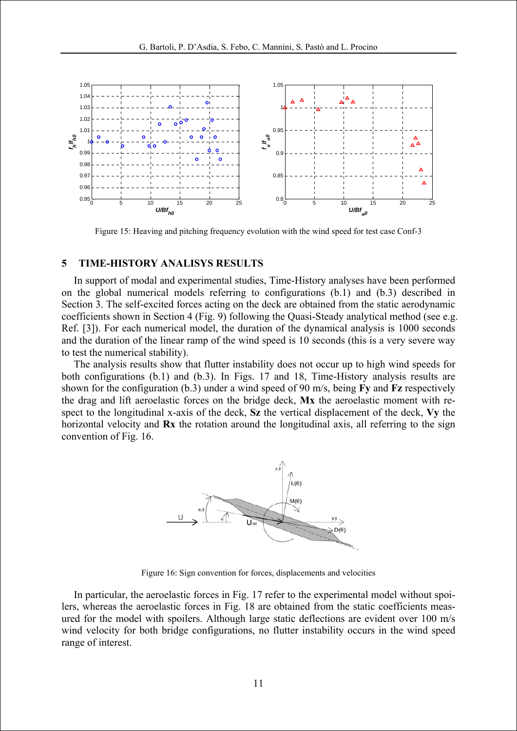Figure 15: Heaving and pitching frequency evolution with the wind speed for test case Conf-3

## 5 TIME-HISTORY ANALISYS RESULTS

In support of modal and experimental studies, Time-History analyses have been performed on the global numerical models referring to configurations (b.1) and (b.3) described in Section 3. The self-excited forces acting on the deck are obtained from the static aerodynamic coefficients shown in Section 4 (Fig. 9) following the Quasi-Steady analytical method (see e.g. Ref. [3]). For each numerical model, the duration of the dynamical analysis is 1000 seconds and the duration of the linear ramp of the wind speed is 10 seconds (this is a very severe way to test the numerical stability).

The analysis results show that flutter instability does not occur up to high wind speeds for both configurations (b.1) and (b.3). In Figs. 17 and 18, Time-History analysis results are shown for the configuration (b.3) under a wind speed of 90 m/s, being **Fy** and **Fz** respectively the drag and lift aeroelastic forces on the bridge deck, **Mx** the aeroelastic moment with respect to the longitudinal x-axis of the deck, **Sz** the vertical displacement of the deck, **Vy** the horizontal velocity and **Rx** the rotation around the longitudinal axis, all referring to the sign convention of Fig. 16.

Figure 16: Sign convention for forces, displacements and velocities

In particular, the aeroelastic forces in Fig. 17 refer to the experimental model without spoilers, whereas the aeroelastic forces in Fig. 18 are obtained from the static coefficients measured for the model with spoilers. Although large static deflections are evident over 100 m/s wind velocity for both bridge configurations, no flutter instability occurs in the wind speed range of interest.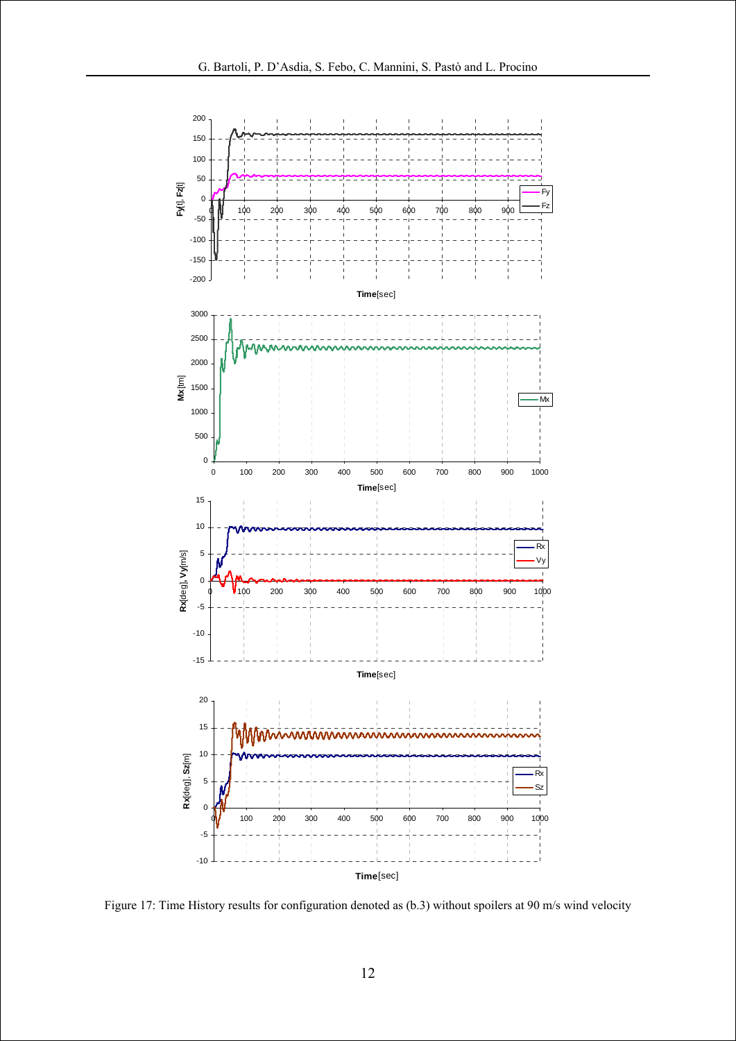Figure 17: Time History results for configuration denoted as (b.3) without spoilers at 90 m/s wind velocity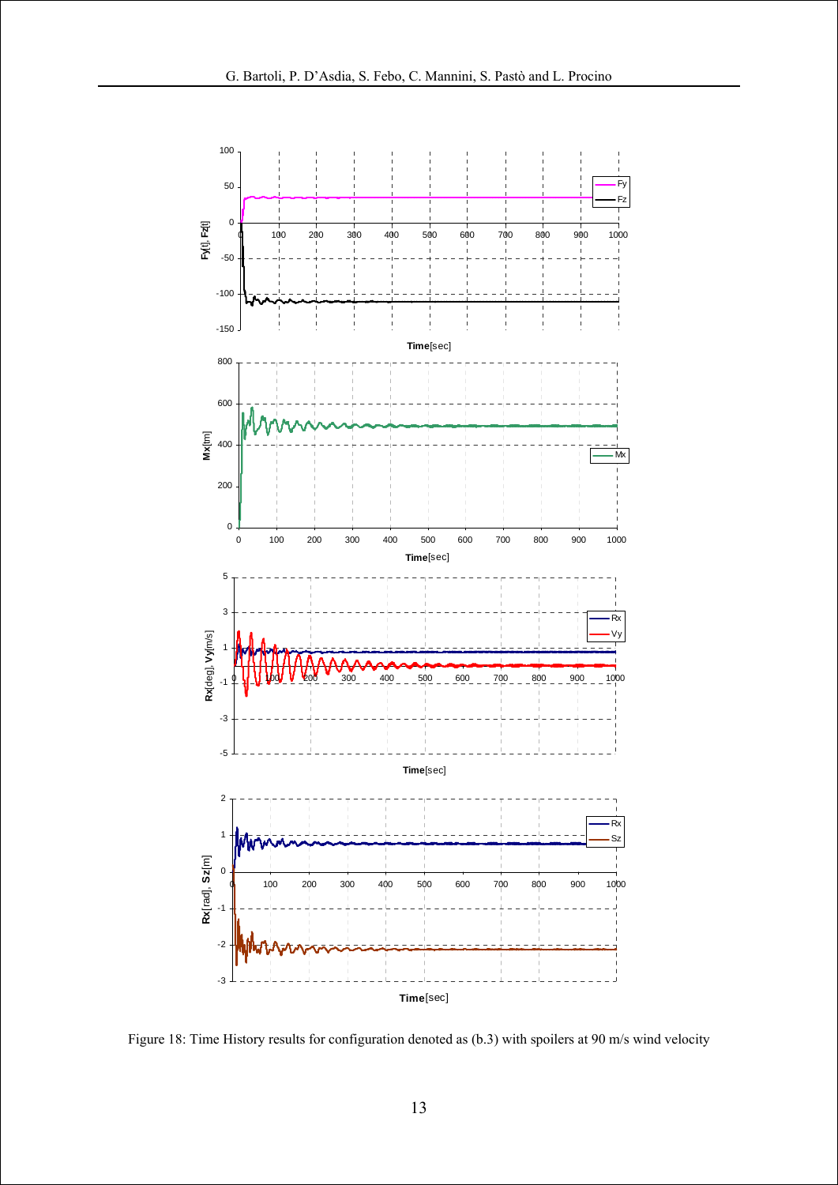Figure 18: Time History results for configuration denoted as (b.3) with spoilers at 90 m/s wind velocity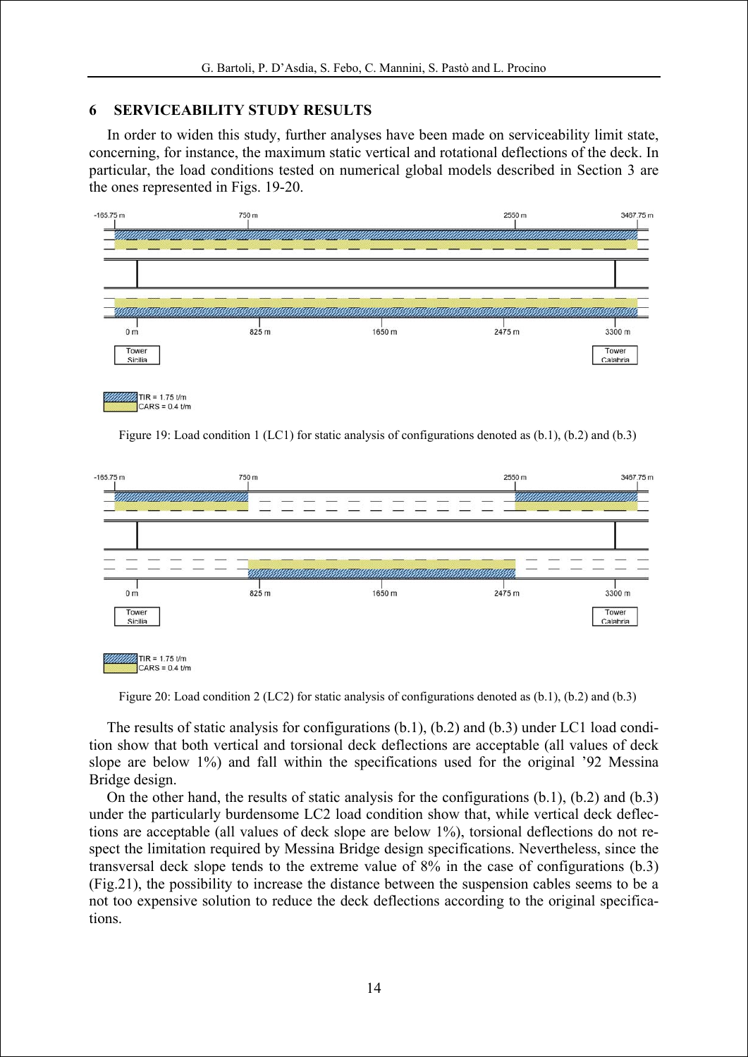## 6 SERVICEABILITY STUDY RESULTS

In order to widen this study, further analyses have been made on serviceability limit state, concerning, for instance, the maximum static vertical and rotational deflections of the deck. In particular, the load conditions tested on numerical global models described in Section 3 are the ones represented in Figs. 19-20.

Figure 19: Load condition 1 (LC1) for static analysis of configurations denoted as (b.1), (b.2) and (b.3)

Figure 20: Load condition 2 (LC2) for static analysis of configurations denoted as (b.1), (b.2) and (b.3)

The results of static analysis for configurations (b.1), (b.2) and (b.3) under LC1 load condition show that both vertical and torsional deck deflections are acceptable (all values of deck slope are below 1%) and fall within the specifications used for the original '92 Messina Bridge design.

On the other hand, the results of static analysis for the configurations (b.1), (b.2) and (b.3) under the particularly burdensome LC2 load condition show that, while vertical deck deflections are acceptable (all values of deck slope are below 1%), torsional deflections do not respect the limitation required by Messina Bridge design specifications. Nevertheless, since the transversal deck slope tends to the extreme value of 8% in the case of configurations (b.3) (Fig.21), the possibility to increase the distance between the suspension cables seems to be a not too expensive solution to reduce the deck deflections according to the original specifications.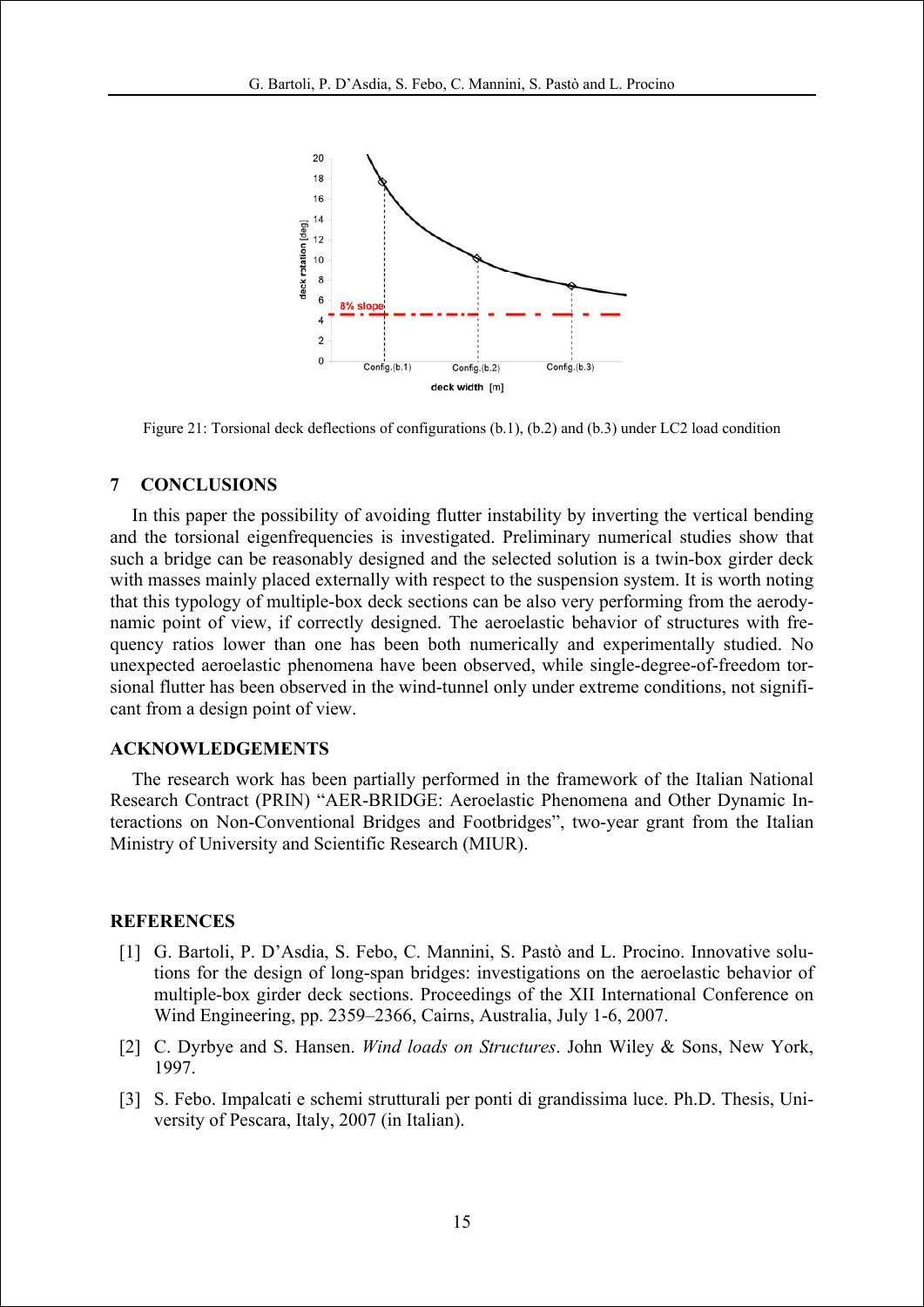Figure 21: Torsional deck deflections of configurations (b.1), (b.2) and (b.3) under LC2 load condition

## 7 CONCLUSIONS

In this paper the possibility of avoiding flutter instability by inverting the vertical bending and the torsional eigenfrequencies is investigated. Preliminary numerical studies show that such a bridge can be reasonably designed and the selected solution is a twin-box girder deck with masses mainly placed externally with respect to the suspension system. It is worth noting that this typology of multiple-box deck sections can be also very performing from the aerodynamic point of view, if correctly designed. The aeroelastic behavior of structures with frequency ratios lower than one has been both numerically and experimentally studied. No unexpected aeroelastic phenomena have been observed, while single-degree-of-freedom torsional flutter has been observed in the wind-tunnel only under extreme conditions, not significant from a design point of view.

## ACKNOWLEDGEMENTS

The research work has been partially performed in the framework of the Italian National Research Contract (PRIN) "AER-BRIDGE: Aeroelastic Phenomena and Other Dynamic Interactions on Non-Conventional Bridges and Footbridges", two-year grant from the Italian Ministry of University and Scientific Research (MIUR).

## REFERENCES

[1] G. Bartoli, P. D'Asdia, S. Febo, C. Mannini, S. Pastò and L. Procino. Innovative solutions for the design of long-span bridges: investigations on the aeroelastic behavior of multiple-box girder deck sections. Proceedings of the XII International Conference on Wind Engineering, pp. 2359–2366, Cairns, Australia, July 1-6, 2007.

[2] C. Dyrbye and S. Hansen. *Wind loads on Structures*. John Wiley & Sons, New York, 1997.

[3] S. Febo. Impalcati e schemi strutturali per ponti di grandissima luce. Ph.D. Thesis, University of Pescara, Italy, 2007 (in Italian).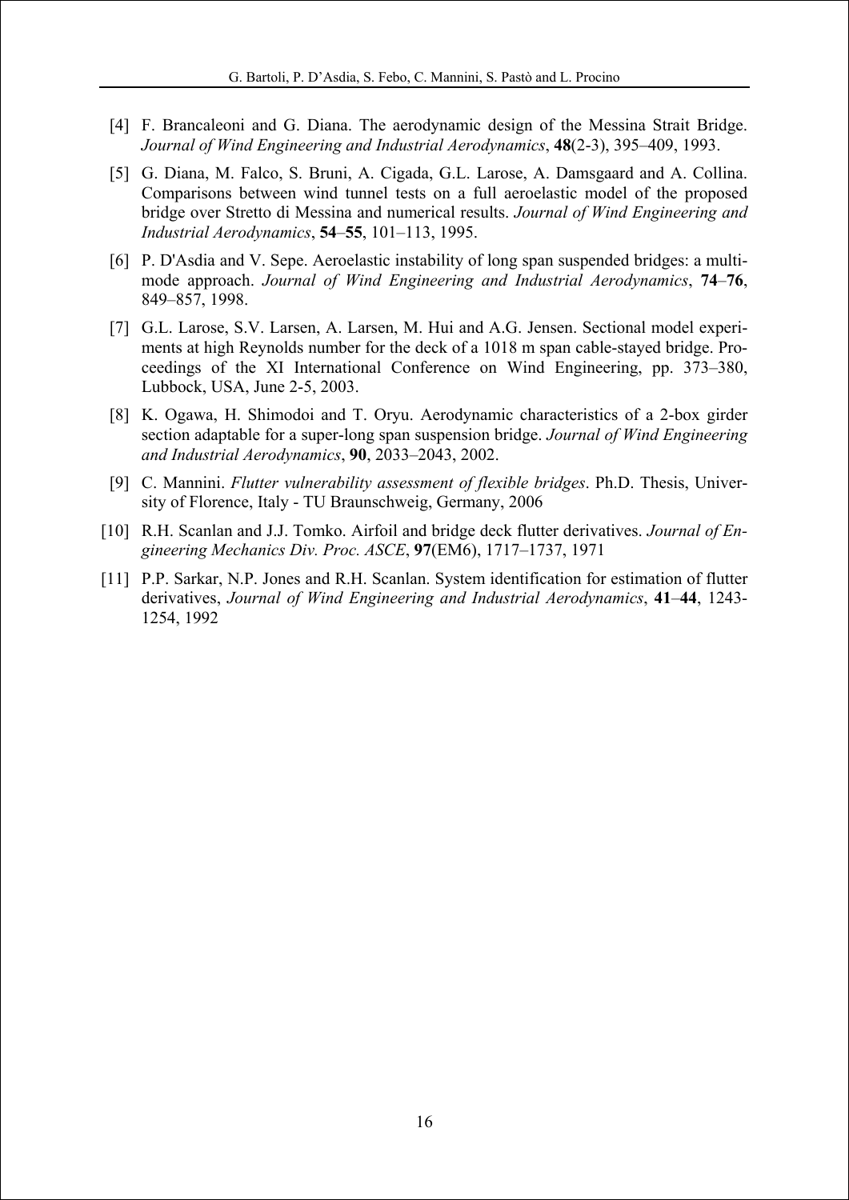[4] F. Brancaleoni and G. Diana. The aerodynamic design of the Messina Strait Bridge. *Journal of Wind Engineering and Industrial Aerodynamics*, **48**(2-3), 395–409, 1993.

[5] G. Diana, M. Falco, S. Bruni, A. Cigada, G.L. Larose, A. Damsgaard and A. Collina. Comparisons between wind tunnel tests on a full aeroelastic model of the proposed bridge over Stretto di Messina and numerical results. *Journal of Wind Engineering and Industrial Aerodynamics*, **54**–**55**, 101–113, 1995.

[6] P. D'Asdia and V. Sepe. Aeroelastic instability of long span suspended bridges: a multi-mode approach. *Journal of Wind Engineering and Industrial Aerodynamics*, **74**–**76**, 849–857, 1998.

[7] G.L. Larose, S.V. Larsen, A. Larsen, M. Hui and A.G. Jensen. Sectional model experiments at high Reynolds number for the deck of a 1018 m span cable-stayed bridge. Proceedings of the XI International Conference on Wind Engineering, pp. 373–380, Lubbock, USA, June 2-5, 2003.

[8] K. Ogawa, H. Shimodoi and T. Oryu. Aerodynamic characteristics of a 2-box girder section adaptable for a super-long span suspension bridge. *Journal of Wind Engineering and Industrial Aerodynamics*, **90**, 2033–2043, 2002.

[9] C. Mannini. *Flutter vulnerability assessment of flexible bridges*. Ph.D. Thesis, University of Florence, Italy - TU Braunschweig, Germany, 2006

[10] R.H. Scanlan and J.J. Tomko. Airfoil and bridge deck flutter derivatives. *Journal of Engineering Mechanics Div. Proc. ASCE*, **97**(EM6), 1717–1737, 1971

[11] P.P. Sarkar, N.P. Jones and R.H. Scanlan. System identification for estimation of flutter derivatives, *Journal of Wind Engineering and Industrial Aerodynamics*, **41**–**44**, 1243-1254, 1992